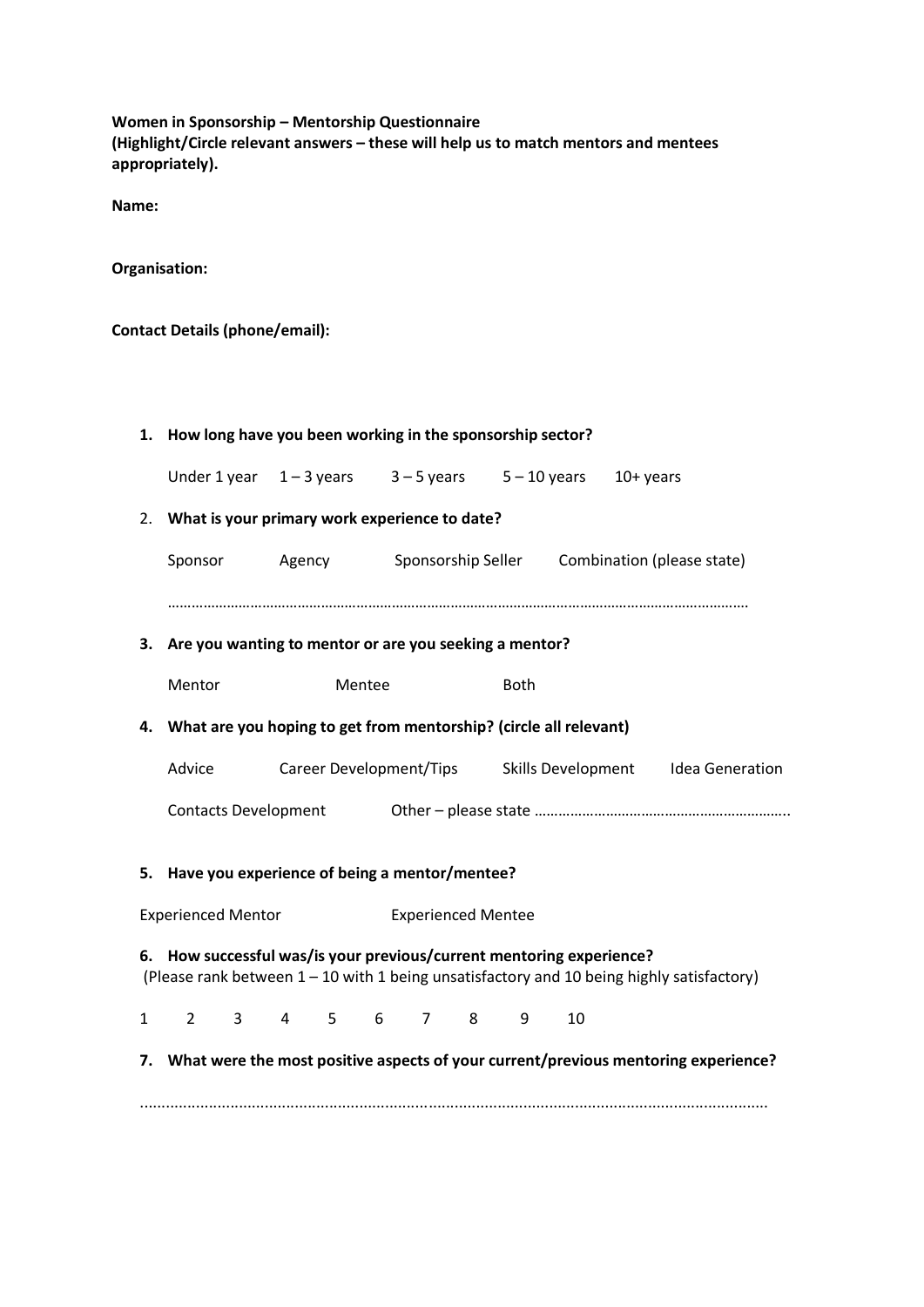**Women in Sponsorship – Mentorship Questionnaire**
**(Highlight/Circle relevant answers – these will help us to match mentors and mentees appropriately).**

**Name:**

**Organisation:**

**Contact Details (phone/email):**

1. **How long have you been working in the sponsorship sector?**

   Under 1 year    1 – 3 years    3 – 5 years    5 – 10 years    10+ years

2. **What is your primary work experience to date?**

   Sponsor    Agency    Sponsorship Seller    Combination (please state)

   ………………………………………………………………………………………………………………………………………

3. **Are you wanting to mentor or are you seeking a mentor?**

   Mentor    Mentee    Both

4. **What are you hoping to get from mentorship? (circle all relevant)**

   Advice    Career Development/Tips    Skills Development    Idea Generation

   Contacts Development    Other – please state ………………………………………………………..

5. **Have you experience of being a mentor/mentee?**

   Experienced Mentor    Experienced Mentee

6. **How successful was/is your previous/current mentoring experience?**
   (Please rank between 1 – 10 with 1 being unsatisfactory and 10 being highly satisfactory)

   1    2    3    4    5    6    7    8    9    10

7. **What were the most positive aspects of your current/previous mentoring experience?**

   ………………………………………………………………………………………………………………………………………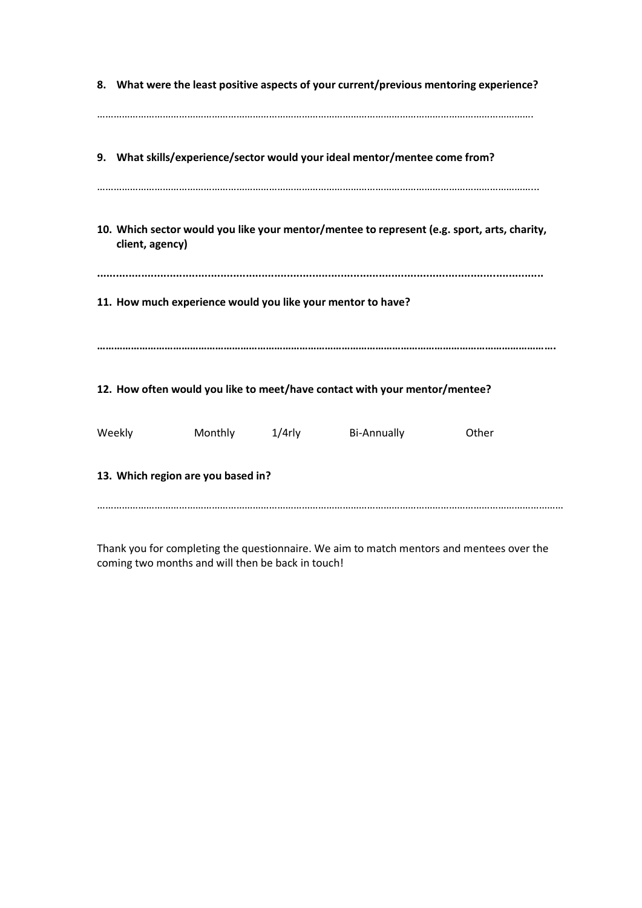8. **What were the least positive aspects of your current/previous mentoring experience?**

………………………………………………………………………………………………………………………………………….

9. **What skills/experience/sector would your ideal mentor/mentee come from?**

…………………………………………………………………………………………………………………………………………...

10. **Which sector would you like your mentor/mentee to represent (e.g. sport, arts, charity, client, agency)**

**……………………………………………………………………………………………………………………….**

11. **How much experience would you like your mentor to have?**

**……………………………………………………………………………………………………………………………………….**

12. **How often would you like to meet/have contact with your mentor/mentee?**

Weekly Monthly 1/4rly Bi-Annually Other

13. **Which region are you based in?**

……………………………………………………………………………………………………………………………………………

Thank you for completing the questionnaire. We aim to match mentors and mentees over the coming two months and will then be back in touch!